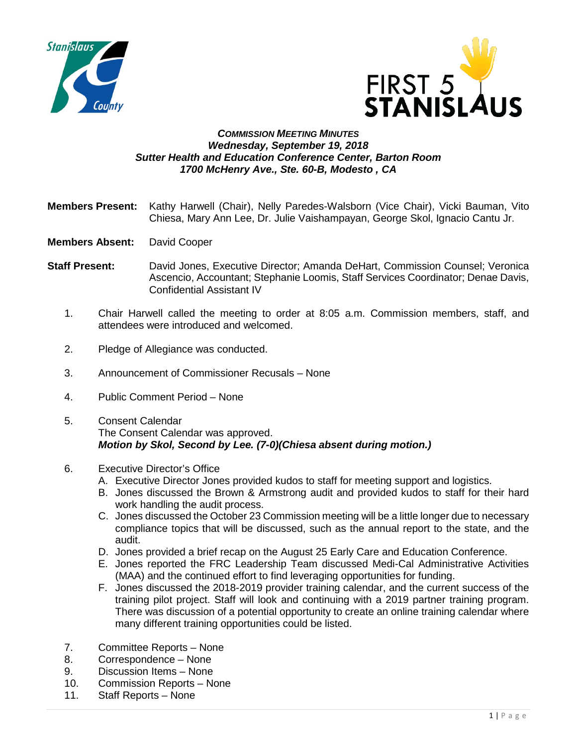***Commission Meeting Minutes***
***Wednesday, September 19, 2018***
***Sutter Health and Education Conference Center, Barton Room***
***1700 McHenry Ave., Ste. 60-B, Modesto , CA***

**Members Present:** Kathy Harwell (Chair), Nelly Paredes-Walsborn (Vice Chair), Vicki Bauman, Vito Chiesa, Mary Ann Lee, Dr. Julie Vaishampayan, George Skol, Ignacio Cantu Jr.

**Members Absent:** David Cooper

**Staff Present:** David Jones, Executive Director; Amanda DeHart, Commission Counsel; Veronica Ascencio, Accountant; Stephanie Loomis, Staff Services Coordinator; Denae Davis, Confidential Assistant IV

1. Chair Harwell called the meeting to order at 8:05 a.m. Commission members, staff, and attendees were introduced and welcomed.

2. Pledge of Allegiance was conducted.

3. Announcement of Commissioner Recusals – None

4. Public Comment Period – None

5. Consent Calendar
   The Consent Calendar was approved.
   ***Motion by Skol, Second by Lee. (7-0)(Chiesa absent during motion.)***

6. Executive Director's Office
   A. Executive Director Jones provided kudos to staff for meeting support and logistics.
   B. Jones discussed the Brown & Armstrong audit and provided kudos to staff for their hard work handling the audit process.
   C. Jones discussed the October 23 Commission meeting will be a little longer due to necessary compliance topics that will be discussed, such as the annual report to the state, and the audit.
   D. Jones provided a brief recap on the August 25 Early Care and Education Conference.
   E. Jones reported the FRC Leadership Team discussed Medi-Cal Administrative Activities (MAA) and the continued effort to find leveraging opportunities for funding.
   F. Jones discussed the 2018-2019 provider training calendar, and the current success of the training pilot project. Staff will look and continuing with a 2019 partner training program. There was discussion of a potential opportunity to create an online training calendar where many different training opportunities could be listed.

7. Committee Reports – None
8. Correspondence – None
9. Discussion Items – None
10. Commission Reports – None
11. Staff Reports – None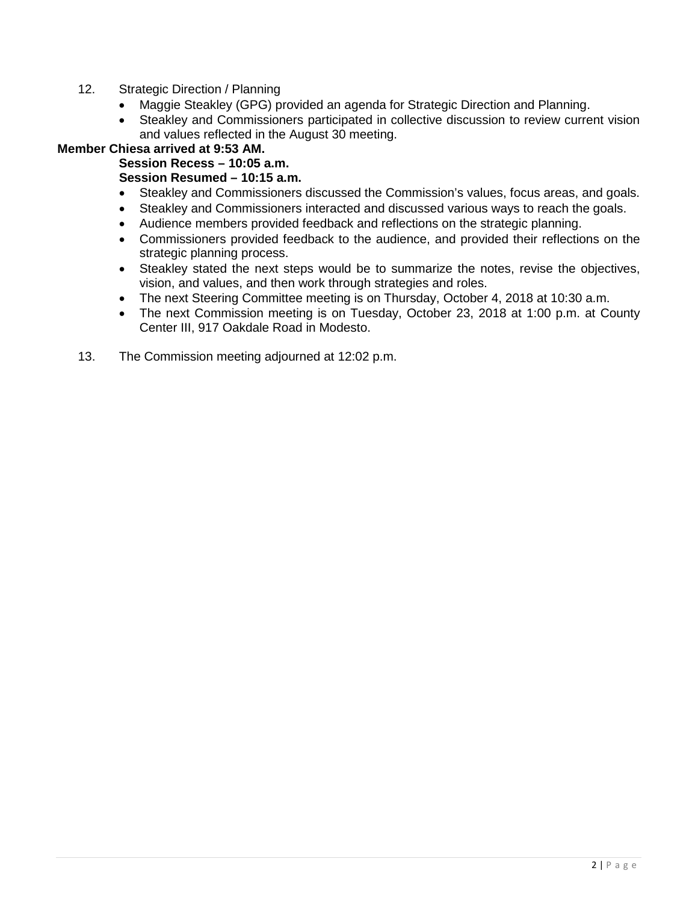12. Strategic Direction / Planning
    - Maggie Steakley (GPG) provided an agenda for Strategic Direction and Planning.
    - Steakley and Commissioners participated in collective discussion to review current vision and values reflected in the August 30 meeting.

**Member Chiesa arrived at 9:53 AM.**

**Session Recess – 10:05 a.m.**

**Session Resumed – 10:15 a.m.**

- Steakley and Commissioners discussed the Commission's values, focus areas, and goals.
- Steakley and Commissioners interacted and discussed various ways to reach the goals.
- Audience members provided feedback and reflections on the strategic planning.
- Commissioners provided feedback to the audience, and provided their reflections on the strategic planning process.
- Steakley stated the next steps would be to summarize the notes, revise the objectives, vision, and values, and then work through strategies and roles.
- The next Steering Committee meeting is on Thursday, October 4, 2018 at 10:30 a.m.
- The next Commission meeting is on Tuesday, October 23, 2018 at 1:00 p.m. at County Center III, 917 Oakdale Road in Modesto.

13. The Commission meeting adjourned at 12:02 p.m.